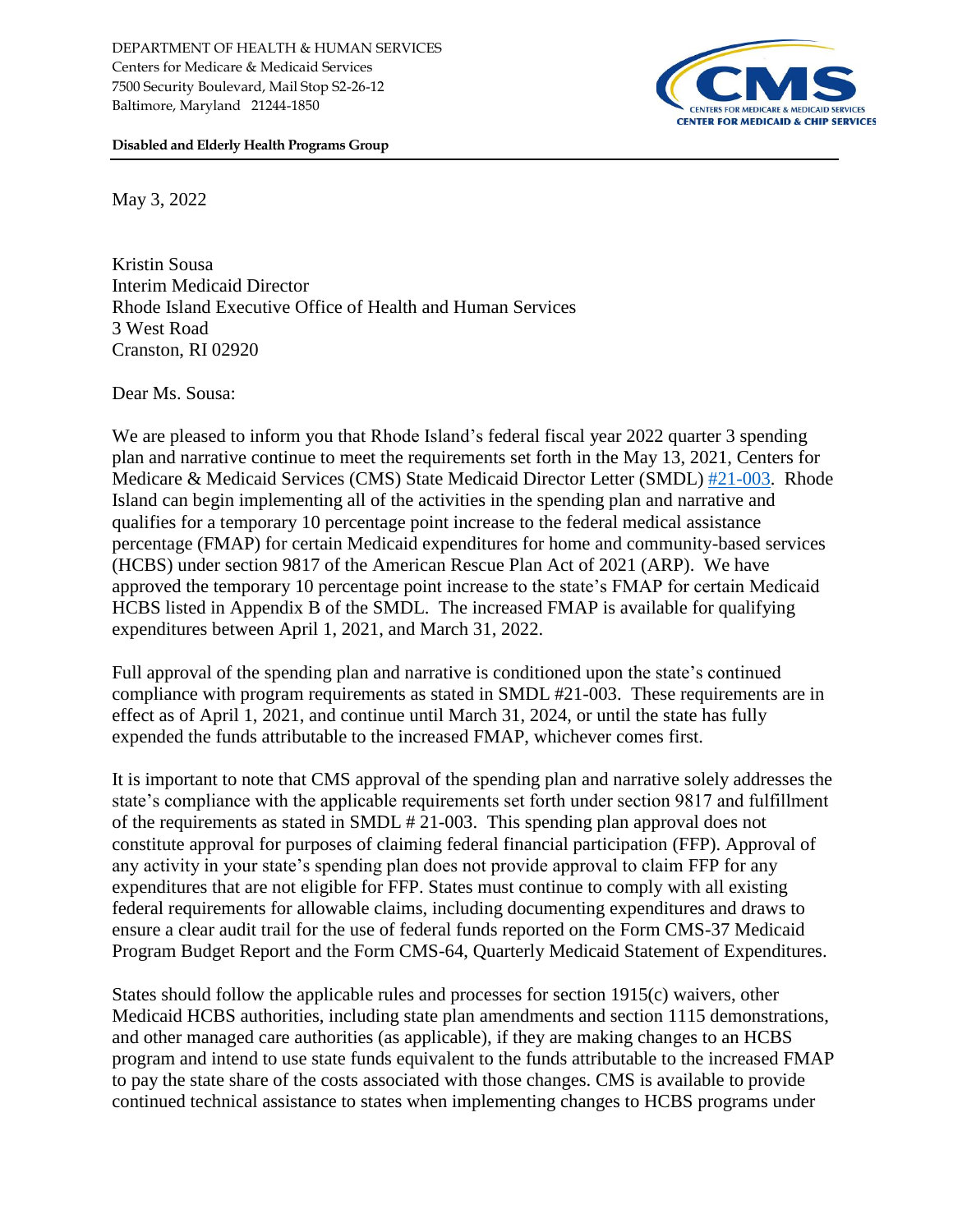DEPARTMENT OF HEALTH & HUMAN SERVICES
Centers for Medicare & Medicaid Services
7500 Security Boulevard, Mail Stop S2-26-12
Baltimore, Maryland 21244-1850

CMS
CENTERS FOR MEDICARE & MEDICAID SERVICES
CENTER FOR MEDICAID & CHIP SERVICES

**Disabled and Elderly Health Programs Group**

May 3, 2022

Kristin Sousa
Interim Medicaid Director
Rhode Island Executive Office of Health and Human Services
3 West Road
Cranston, RI 02920

Dear Ms. Sousa:

We are pleased to inform you that Rhode Island's federal fiscal year 2022 quarter 3 spending plan and narrative continue to meet the requirements set forth in the May 13, 2021, Centers for Medicare & Medicaid Services (CMS) State Medicaid Director Letter (SMDL) #21-003. Rhode Island can begin implementing all of the activities in the spending plan and narrative and qualifies for a temporary 10 percentage point increase to the federal medical assistance percentage (FMAP) for certain Medicaid expenditures for home and community-based services (HCBS) under section 9817 of the American Rescue Plan Act of 2021 (ARP). We have approved the temporary 10 percentage point increase to the state's FMAP for certain Medicaid HCBS listed in Appendix B of the SMDL. The increased FMAP is available for qualifying expenditures between April 1, 2021, and March 31, 2022.

Full approval of the spending plan and narrative is conditioned upon the state's continued compliance with program requirements as stated in SMDL #21-003. These requirements are in effect as of April 1, 2021, and continue until March 31, 2024, or until the state has fully expended the funds attributable to the increased FMAP, whichever comes first.

It is important to note that CMS approval of the spending plan and narrative solely addresses the state's compliance with the applicable requirements set forth under section 9817 and fulfillment of the requirements as stated in SMDL # 21-003. This spending plan approval does not constitute approval for purposes of claiming federal financial participation (FFP). Approval of any activity in your state's spending plan does not provide approval to claim FFP for any expenditures that are not eligible for FFP. States must continue to comply with all existing federal requirements for allowable claims, including documenting expenditures and draws to ensure a clear audit trail for the use of federal funds reported on the Form CMS-37 Medicaid Program Budget Report and the Form CMS-64, Quarterly Medicaid Statement of Expenditures.

States should follow the applicable rules and processes for section 1915(c) waivers, other Medicaid HCBS authorities, including state plan amendments and section 1115 demonstrations, and other managed care authorities (as applicable), if they are making changes to an HCBS program and intend to use state funds equivalent to the funds attributable to the increased FMAP to pay the state share of the costs associated with those changes. CMS is available to provide continued technical assistance to states when implementing changes to HCBS programs under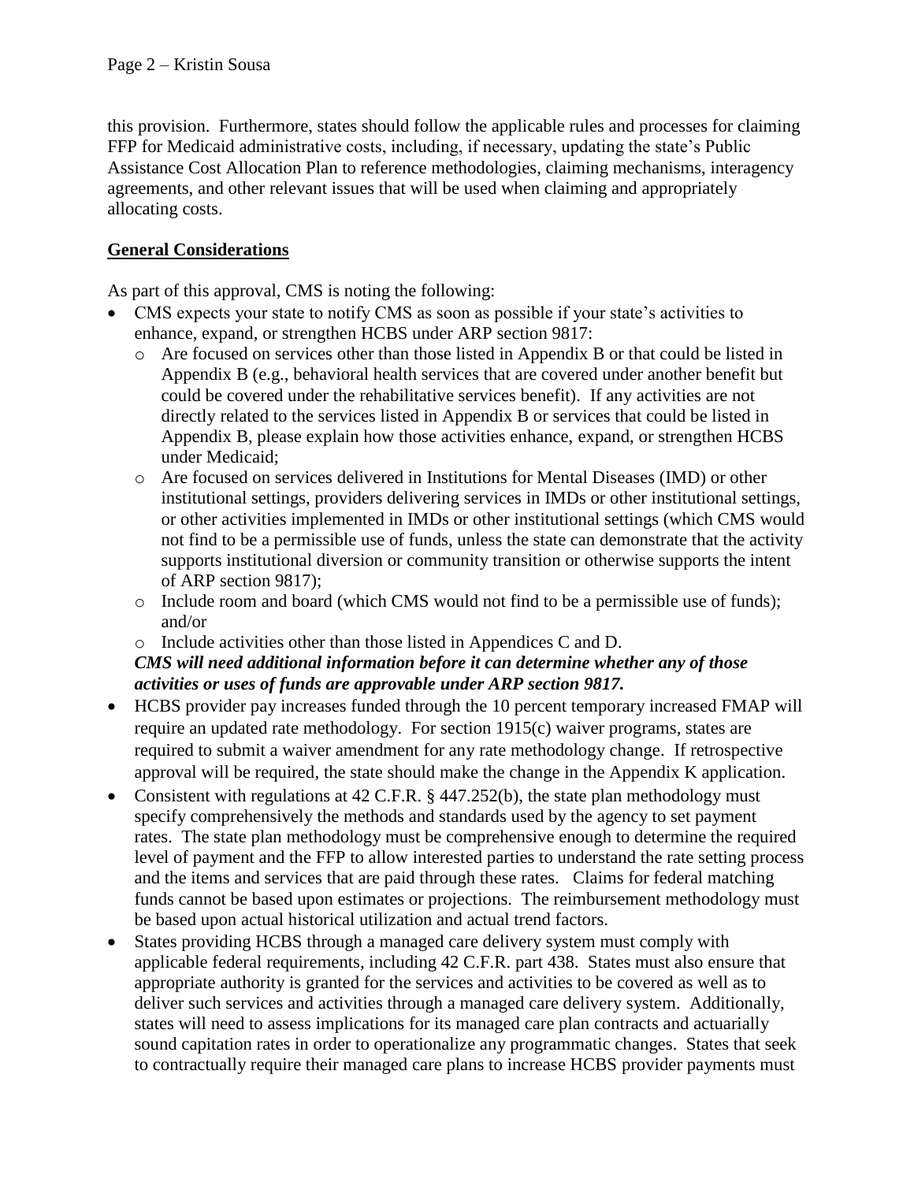this provision. Furthermore, states should follow the applicable rules and processes for claiming FFP for Medicaid administrative costs, including, if necessary, updating the state's Public Assistance Cost Allocation Plan to reference methodologies, claiming mechanisms, interagency agreements, and other relevant issues that will be used when claiming and appropriately allocating costs.

## General Considerations

As part of this approval, CMS is noting the following:

- CMS expects your state to notify CMS as soon as possible if your state's activities to enhance, expand, or strengthen HCBS under ARP section 9817:
  - Are focused on services other than those listed in Appendix B or that could be listed in Appendix B (e.g., behavioral health services that are covered under another benefit but could be covered under the rehabilitative services benefit). If any activities are not directly related to the services listed in Appendix B or services that could be listed in Appendix B, please explain how those activities enhance, expand, or strengthen HCBS under Medicaid;
  - Are focused on services delivered in Institutions for Mental Diseases (IMD) or other institutional settings, providers delivering services in IMDs or other institutional settings, or other activities implemented in IMDs or other institutional settings (which CMS would not find to be a permissible use of funds, unless the state can demonstrate that the activity supports institutional diversion or community transition or otherwise supports the intent of ARP section 9817);
  - Include room and board (which CMS would not find to be a permissible use of funds); and/or
  - Include activities other than those listed in Appendices C and D.

  ***CMS will need additional information before it can determine whether any of those activities or uses of funds are approvable under ARP section 9817.***
- HCBS provider pay increases funded through the 10 percent temporary increased FMAP will require an updated rate methodology. For section 1915(c) waiver programs, states are required to submit a waiver amendment for any rate methodology change. If retrospective approval will be required, the state should make the change in the Appendix K application.
- Consistent with regulations at 42 C.F.R. § 447.252(b), the state plan methodology must specify comprehensively the methods and standards used by the agency to set payment rates. The state plan methodology must be comprehensive enough to determine the required level of payment and the FFP to allow interested parties to understand the rate setting process and the items and services that are paid through these rates. Claims for federal matching funds cannot be based upon estimates or projections. The reimbursement methodology must be based upon actual historical utilization and actual trend factors.
- States providing HCBS through a managed care delivery system must comply with applicable federal requirements, including 42 C.F.R. part 438. States must also ensure that appropriate authority is granted for the services and activities to be covered as well as to deliver such services and activities through a managed care delivery system. Additionally, states will need to assess implications for its managed care plan contracts and actuarially sound capitation rates in order to operationalize any programmatic changes. States that seek to contractually require their managed care plans to increase HCBS provider payments must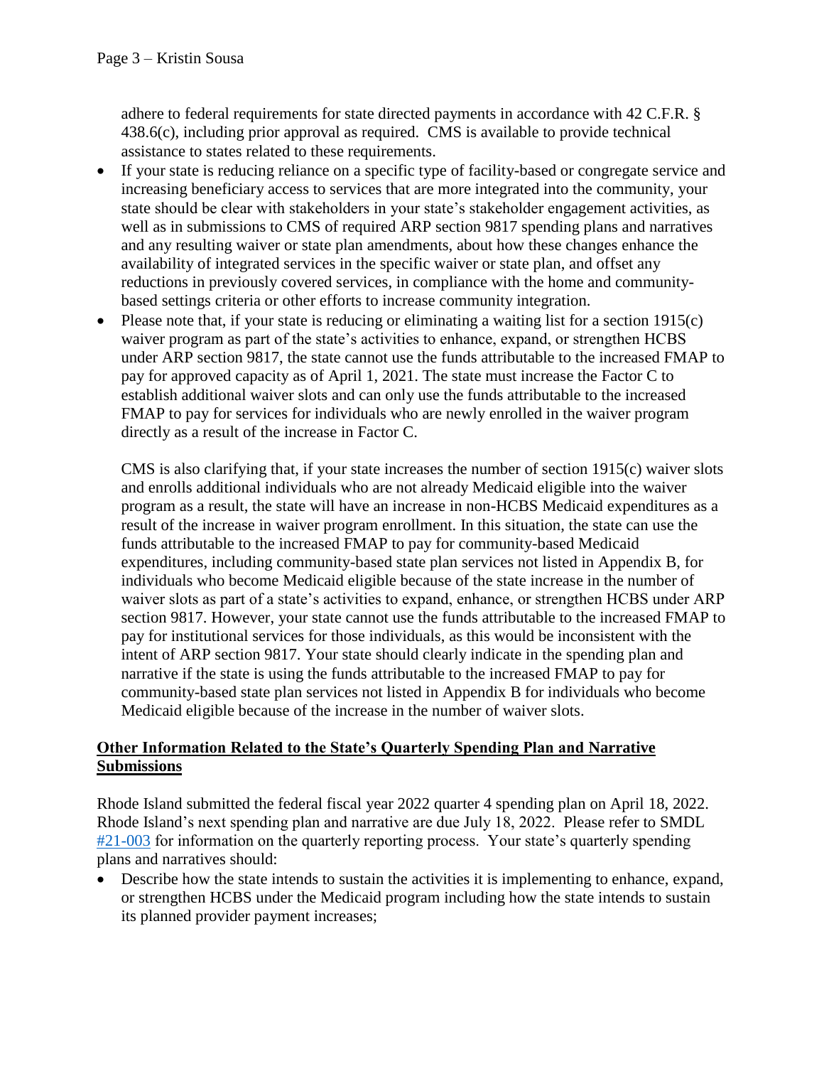adhere to federal requirements for state directed payments in accordance with 42 C.F.R. § 438.6(c), including prior approval as required. CMS is available to provide technical assistance to states related to these requirements.

- If your state is reducing reliance on a specific type of facility-based or congregate service and increasing beneficiary access to services that are more integrated into the community, your state should be clear with stakeholders in your state's stakeholder engagement activities, as well as in submissions to CMS of required ARP section 9817 spending plans and narratives and any resulting waiver or state plan amendments, about how these changes enhance the availability of integrated services in the specific waiver or state plan, and offset any reductions in previously covered services, in compliance with the home and community-based settings criteria or other efforts to increase community integration.
- Please note that, if your state is reducing or eliminating a waiting list for a section 1915(c) waiver program as part of the state's activities to enhance, expand, or strengthen HCBS under ARP section 9817, the state cannot use the funds attributable to the increased FMAP to pay for approved capacity as of April 1, 2021. The state must increase the Factor C to establish additional waiver slots and can only use the funds attributable to the increased FMAP to pay for services for individuals who are newly enrolled in the waiver program directly as a result of the increase in Factor C.

  CMS is also clarifying that, if your state increases the number of section 1915(c) waiver slots and enrolls additional individuals who are not already Medicaid eligible into the waiver program as a result, the state will have an increase in non-HCBS Medicaid expenditures as a result of the increase in waiver program enrollment. In this situation, the state can use the funds attributable to the increased FMAP to pay for community-based Medicaid expenditures, including community-based state plan services not listed in Appendix B, for individuals who become Medicaid eligible because of the state increase in the number of waiver slots as part of a state's activities to expand, enhance, or strengthen HCBS under ARP section 9817. However, your state cannot use the funds attributable to the increased FMAP to pay for institutional services for those individuals, as this would be inconsistent with the intent of ARP section 9817. Your state should clearly indicate in the spending plan and narrative if the state is using the funds attributable to the increased FMAP to pay for community-based state plan services not listed in Appendix B for individuals who become Medicaid eligible because of the increase in the number of waiver slots.

## Other Information Related to the State's Quarterly Spending Plan and Narrative Submissions

Rhode Island submitted the federal fiscal year 2022 quarter 4 spending plan on April 18, 2022. Rhode Island's next spending plan and narrative are due July 18, 2022. Please refer to SMDL #21-003 for information on the quarterly reporting process. Your state's quarterly spending plans and narratives should:

- Describe how the state intends to sustain the activities it is implementing to enhance, expand, or strengthen HCBS under the Medicaid program including how the state intends to sustain its planned provider payment increases;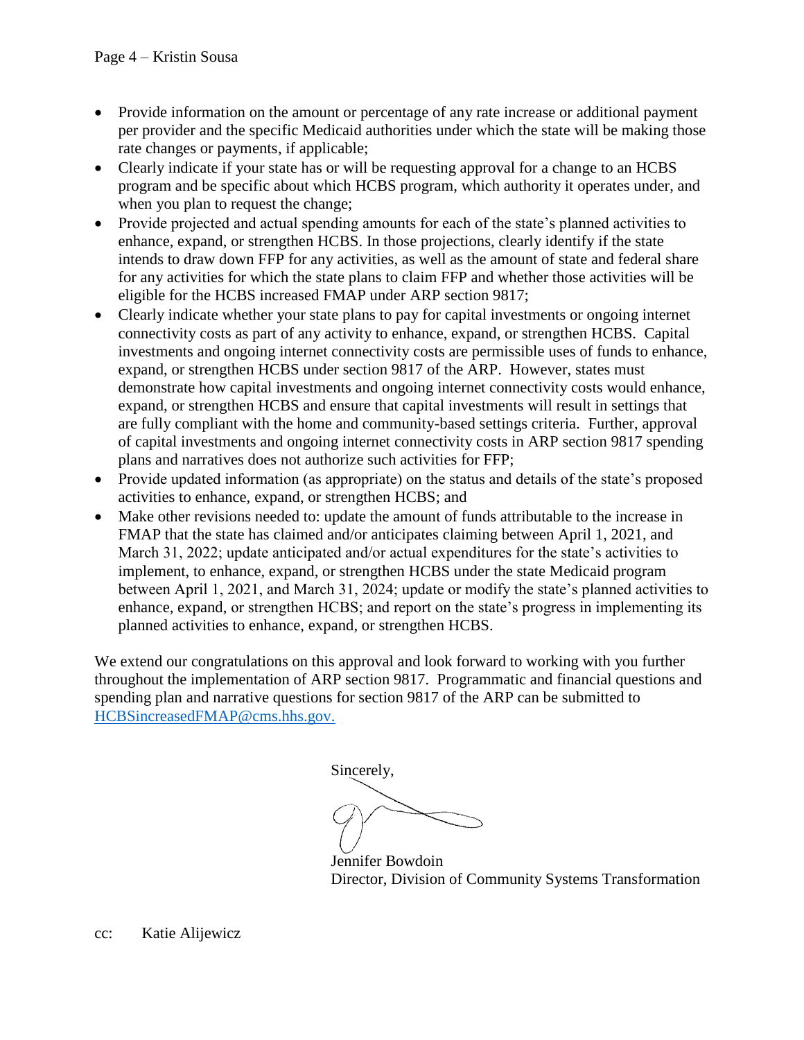- Provide information on the amount or percentage of any rate increase or additional payment per provider and the specific Medicaid authorities under which the state will be making those rate changes or payments, if applicable;
- Clearly indicate if your state has or will be requesting approval for a change to an HCBS program and be specific about which HCBS program, which authority it operates under, and when you plan to request the change;
- Provide projected and actual spending amounts for each of the state's planned activities to enhance, expand, or strengthen HCBS. In those projections, clearly identify if the state intends to draw down FFP for any activities, as well as the amount of state and federal share for any activities for which the state plans to claim FFP and whether those activities will be eligible for the HCBS increased FMAP under ARP section 9817;
- Clearly indicate whether your state plans to pay for capital investments or ongoing internet connectivity costs as part of any activity to enhance, expand, or strengthen HCBS. Capital investments and ongoing internet connectivity costs are permissible uses of funds to enhance, expand, or strengthen HCBS under section 9817 of the ARP. However, states must demonstrate how capital investments and ongoing internet connectivity costs would enhance, expand, or strengthen HCBS and ensure that capital investments will result in settings that are fully compliant with the home and community-based settings criteria. Further, approval of capital investments and ongoing internet connectivity costs in ARP section 9817 spending plans and narratives does not authorize such activities for FFP;
- Provide updated information (as appropriate) on the status and details of the state's proposed activities to enhance, expand, or strengthen HCBS; and
- Make other revisions needed to: update the amount of funds attributable to the increase in FMAP that the state has claimed and/or anticipates claiming between April 1, 2021, and March 31, 2022; update anticipated and/or actual expenditures for the state's activities to implement, to enhance, expand, or strengthen HCBS under the state Medicaid program between April 1, 2021, and March 31, 2024; update or modify the state's planned activities to enhance, expand, or strengthen HCBS; and report on the state's progress in implementing its planned activities to enhance, expand, or strengthen HCBS.

We extend our congratulations on this approval and look forward to working with you further throughout the implementation of ARP section 9817. Programmatic and financial questions and spending plan and narrative questions for section 9817 of the ARP can be submitted to HCBSincreasedFMAP@cms.hhs.gov.

Sincerely,

Jennifer Bowdoin
Director, Division of Community Systems Transformation

cc: Katie Alijewicz